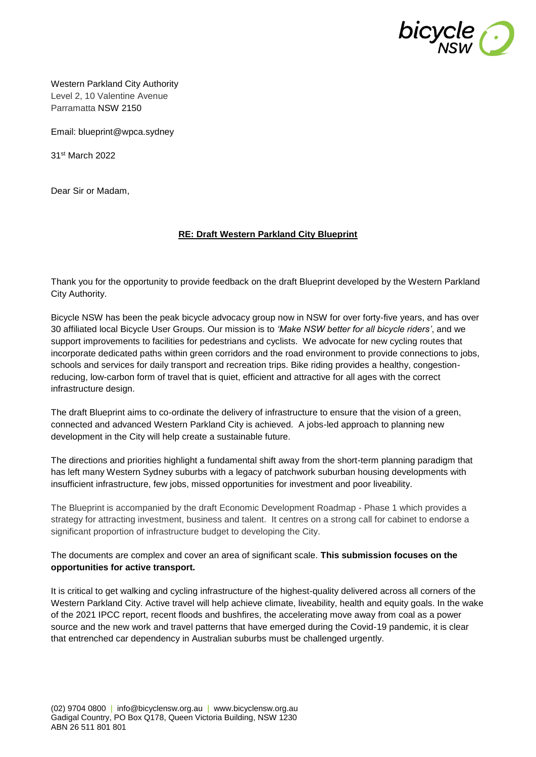Western Parkland City Authority
Level 2, 10 Valentine Avenue
Parramatta NSW 2150

Email: blueprint@wpca.sydney

31st March 2022

Dear Sir or Madam,

**RE: Draft Western Parkland City Blueprint**

Thank you for the opportunity to provide feedback on the draft Blueprint developed by the Western Parkland City Authority.

Bicycle NSW has been the peak bicycle advocacy group now in NSW for over forty-five years, and has over 30 affiliated local Bicycle User Groups. Our mission is to *'Make NSW better for all bicycle riders'*, and we support improvements to facilities for pedestrians and cyclists. We advocate for new cycling routes that incorporate dedicated paths within green corridors and the road environment to provide connections to jobs, schools and services for daily transport and recreation trips. Bike riding provides a healthy, congestion-reducing, low-carbon form of travel that is quiet, efficient and attractive for all ages with the correct infrastructure design.

The draft Blueprint aims to co-ordinate the delivery of infrastructure to ensure that the vision of a green, connected and advanced Western Parkland City is achieved. A jobs-led approach to planning new development in the City will help create a sustainable future.

The directions and priorities highlight a fundamental shift away from the short-term planning paradigm that has left many Western Sydney suburbs with a legacy of patchwork suburban housing developments with insufficient infrastructure, few jobs, missed opportunities for investment and poor liveability.

The Blueprint is accompanied by the draft Economic Development Roadmap - Phase 1 which provides a strategy for attracting investment, business and talent. It centres on a strong call for cabinet to endorse a significant proportion of infrastructure budget to developing the City.

The documents are complex and cover an area of significant scale. **This submission focuses on the opportunities for active transport.**

It is critical to get walking and cycling infrastructure of the highest-quality delivered across all corners of the Western Parkland City. Active travel will help achieve climate, liveability, health and equity goals. In the wake of the 2021 IPCC report, recent floods and bushfires, the accelerating move away from coal as a power source and the new work and travel patterns that have emerged during the Covid-19 pandemic, it is clear that entrenched car dependency in Australian suburbs must be challenged urgently.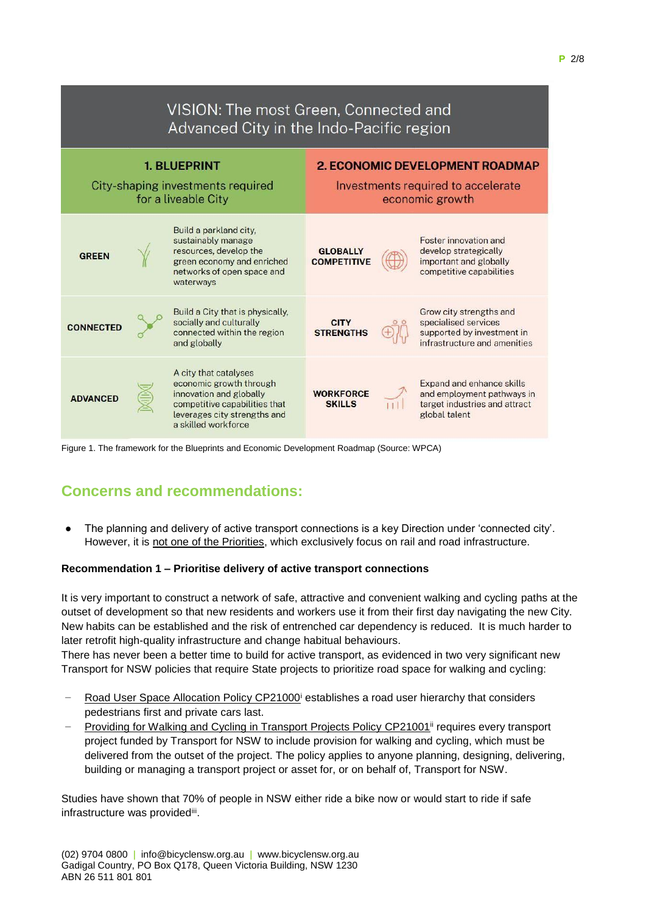| VISION: The most Green, Connected and Advanced City in the Indo-Pacific region | | | |
| --- | --- | --- | --- |
| **1. BLUEPRINT** City-shaping investments required for a liveable City | | **2. ECONOMIC DEVELOPMENT ROADMAP** Investments required to accelerate economic growth | |
| **GREEN** | Build a parkland city, sustainably manage resources, develop the green economy and enriched networks of open space and waterways | **GLOBALLY COMPETITIVE** | Foster innovation and develop strategically important and globally competitive capabilities |
| **CONNECTED** | Build a City that is physically, socially and culturally connected within the region and globally | **CITY STRENGTHS** | Grow city strengths and specialised services supported by investment in infrastructure and amenities |
| **ADVANCED** | A city that catalyses economic growth through innovation and globally competitive capabilities that leverages city strengths and a skilled workforce | **WORKFORCE SKILLS** | Expand and enhance skills and employment pathways in target industries and attract global talent |

Figure 1. The framework for the Blueprints and Economic Development Roadmap (Source: WPCA)

## Concerns and recommendations:

- The planning and delivery of active transport connections is a key Direction under 'connected city'. However, it is not one of the Priorities, which exclusively focus on rail and road infrastructure.

**Recommendation 1 – Prioritise delivery of active transport connections**

It is very important to construct a network of safe, attractive and convenient walking and cycling paths at the outset of development so that new residents and workers use it from their first day navigating the new City. New habits can be established and the risk of entrenched car dependency is reduced. It is much harder to later retrofit high-quality infrastructure and change habitual behaviours.
There has never been a better time to build for active transport, as evidenced in two very significant new Transport for NSW policies that require State projects to prioritize road space for walking and cycling:

- Road User Space Allocation Policy CP21000[i] establishes a road user hierarchy that considers pedestrians first and private cars last.
- Providing for Walking and Cycling in Transport Projects Policy CP21001[ii] requires every transport project funded by Transport for NSW to include provision for walking and cycling, which must be delivered from the outset of the project. The policy applies to anyone planning, designing, delivering, building or managing a transport project or asset for, or on behalf of, Transport for NSW.

Studies have shown that 70% of people in NSW either ride a bike now or would start to ride if safe infrastructure was provided[iii].

(02) 9704 0800 | info@bicyclensw.org.au | www.bicyclensw.org.au
Gadigal Country, PO Box Q178, Queen Victoria Building, NSW 1230
ABN 26 511 801 801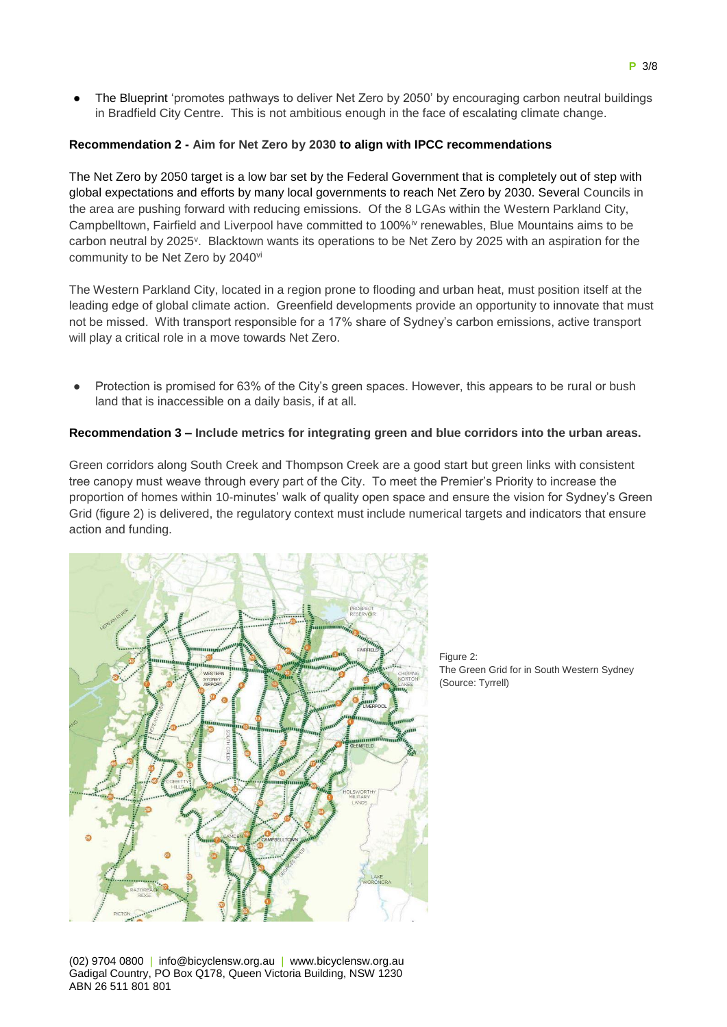- The Blueprint 'promotes pathways to deliver Net Zero by 2050' by encouraging carbon neutral buildings in Bradfield City Centre. This is not ambitious enough in the face of escalating climate change.

**Recommendation 2 - Aim for Net Zero by 2030 to align with IPCC recommendations**

The Net Zero by 2050 target is a low bar set by the Federal Government that is completely out of step with global expectations and efforts by many local governments to reach Net Zero by 2030. Several Councils in the area are pushing forward with reducing emissions. Of the 8 LGAs within the Western Parkland City, Campbelltown, Fairfield and Liverpool have committed to 100%[iv] renewables, Blue Mountains aims to be carbon neutral by 2025[v]. Blacktown wants its operations to be Net Zero by 2025 with an aspiration for the community to be Net Zero by 2040[vi]

The Western Parkland City, located in a region prone to flooding and urban heat, must position itself at the leading edge of global climate action. Greenfield developments provide an opportunity to innovate that must not be missed. With transport responsible for a 17% share of Sydney's carbon emissions, active transport will play a critical role in a move towards Net Zero.

- Protection is promised for 63% of the City's green spaces. However, this appears to be rural or bush land that is inaccessible on a daily basis, if at all.

**Recommendation 3 – Include metrics for integrating green and blue corridors into the urban areas.**

Green corridors along South Creek and Thompson Creek are a good start but green links with consistent tree canopy must weave through every part of the City. To meet the Premier's Priority to increase the proportion of homes within 10-minutes' walk of quality open space and ensure the vision for Sydney's Green Grid (figure 2) is delivered, the regulatory context must include numerical targets and indicators that ensure action and funding.

Figure 2:
The Green Grid for in South Western Sydney
(Source: Tyrrell)

(02) 9704 0800 | info@bicyclensw.org.au | www.bicyclensw.org.au
Gadigal Country, PO Box Q178, Queen Victoria Building, NSW 1230
ABN 26 511 801 801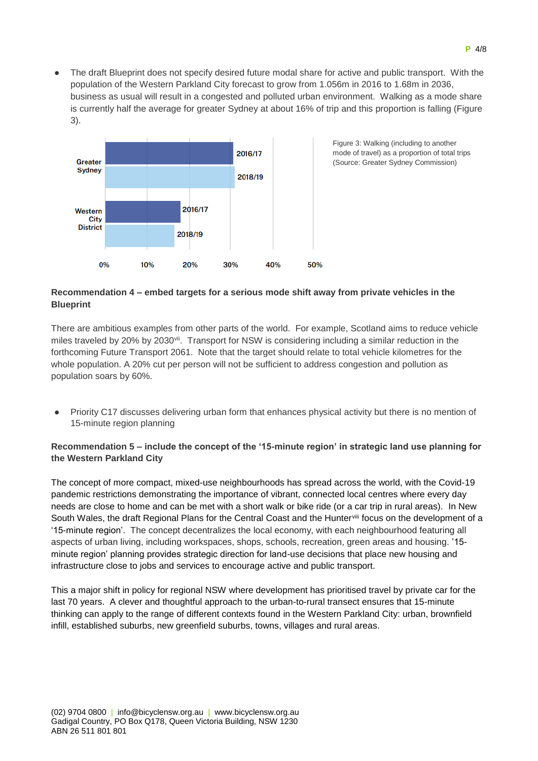- The draft Blueprint does not specify desired future modal share for active and public transport. With the population of the Western Parkland City forecast to grow from 1.056m in 2016 to 1.68m in 2036, business as usual will result in a congested and polluted urban environment. Walking as a mode share is currently half the average for greater Sydney at about 16% of trip and this proportion is falling (Figure 3).

Greater Sydney
2016/17
2018/19
Western City District
2016/17
2018/19
0%
10%
20%
30%
40%
50%

Figure 3: Walking (including to another mode of travel) as a proportion of total trips (Source: Greater Sydney Commission)

**Recommendation 4 – embed targets for a serious mode shift away from private vehicles in the Blueprint**

There are ambitious examples from other parts of the world. For example, Scotland aims to reduce vehicle miles traveled by 20% by 2030[vii]. Transport for NSW is considering including a similar reduction in the forthcoming Future Transport 2061. Note that the target should relate to total vehicle kilometres for the whole population. A 20% cut per person will not be sufficient to address congestion and pollution as population soars by 60%.

- Priority C17 discusses delivering urban form that enhances physical activity but there is no mention of 15-minute region planning

**Recommendation 5 – include the concept of the '15-minute region' in strategic land use planning for the Western Parkland City**

The concept of more compact, mixed-use neighbourhoods has spread across the world, with the Covid-19 pandemic restrictions demonstrating the importance of vibrant, connected local centres where every day needs are close to home and can be met with a short walk or bike ride (or a car trip in rural areas). In New South Wales, the draft Regional Plans for the Central Coast and the Hunter[viii] focus on the development of a '15-minute region'. The concept decentralizes the local economy, with each neighbourhood featuring all aspects of urban living, including workspaces, shops, schools, recreation, green areas and housing. '15-minute region' planning provides strategic direction for land-use decisions that place new housing and infrastructure close to jobs and services to encourage active and public transport.

This a major shift in policy for regional NSW where development has prioritised travel by private car for the last 70 years. A clever and thoughtful approach to the urban-to-rural transect ensures that 15-minute thinking can apply to the range of different contexts found in the Western Parkland City: urban, brownfield infill, established suburbs, new greenfield suburbs, towns, villages and rural areas.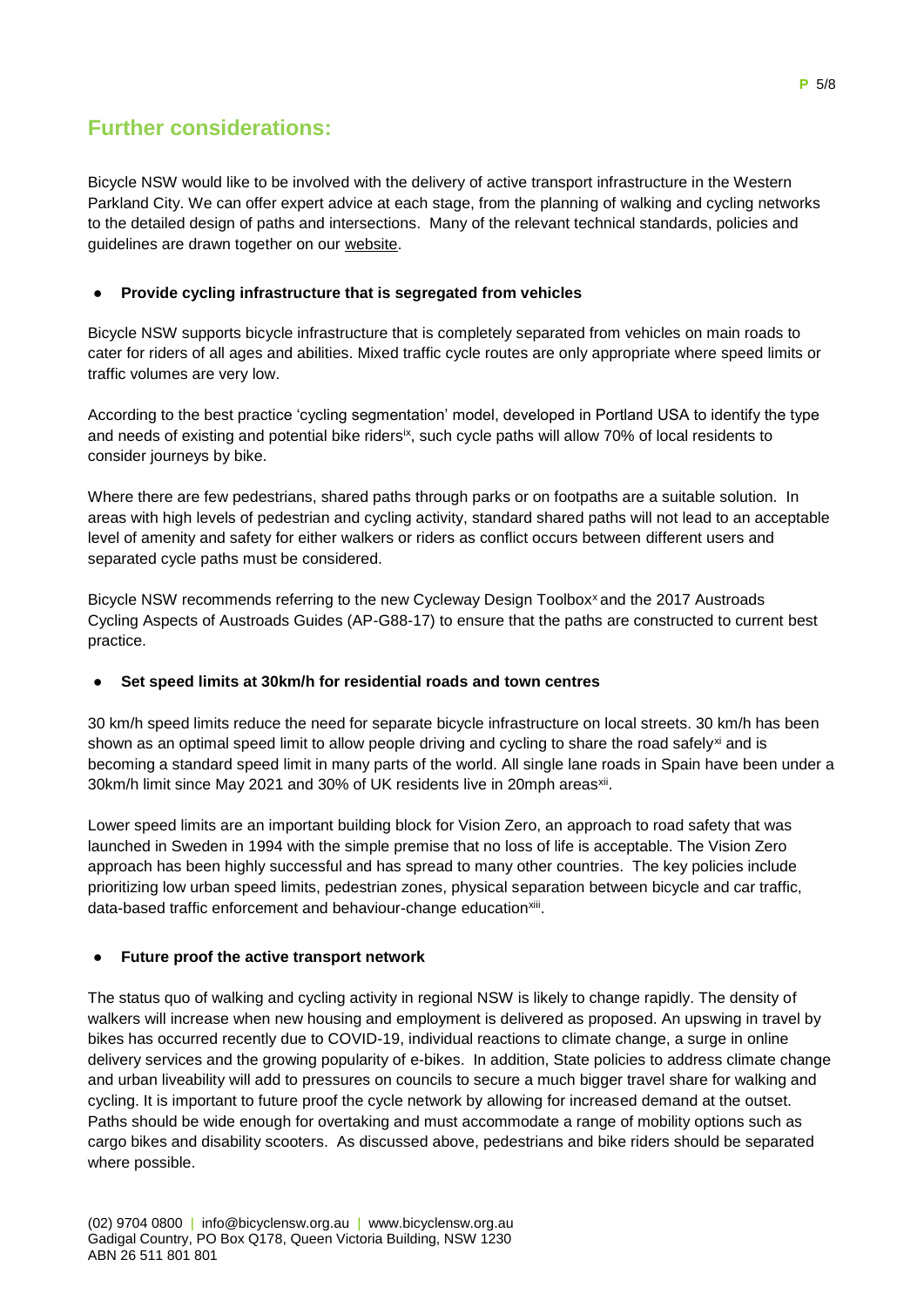## Further considerations:

Bicycle NSW would like to be involved with the delivery of active transport infrastructure in the Western Parkland City. We can offer expert advice at each stage, from the planning of walking and cycling networks to the detailed design of paths and intersections. Many of the relevant technical standards, policies and guidelines are drawn together on our website.

- **Provide cycling infrastructure that is segregated from vehicles**

Bicycle NSW supports bicycle infrastructure that is completely separated from vehicles on main roads to cater for riders of all ages and abilities. Mixed traffic cycle routes are only appropriate where speed limits or traffic volumes are very low.

According to the best practice 'cycling segmentation' model, developed in Portland USA to identify the type and needs of existing and potential bike riders[ix], such cycle paths will allow 70% of local residents to consider journeys by bike.

Where there are few pedestrians, shared paths through parks or on footpaths are a suitable solution. In areas with high levels of pedestrian and cycling activity, standard shared paths will not lead to an acceptable level of amenity and safety for either walkers or riders as conflict occurs between different users and separated cycle paths must be considered.

Bicycle NSW recommends referring to the new Cycleway Design Toolbox[x] and the 2017 Austroads Cycling Aspects of Austroads Guides (AP-G88-17) to ensure that the paths are constructed to current best practice.

- **Set speed limits at 30km/h for residential roads and town centres**

30 km/h speed limits reduce the need for separate bicycle infrastructure on local streets. 30 km/h has been shown as an optimal speed limit to allow people driving and cycling to share the road safely[xi] and is becoming a standard speed limit in many parts of the world. All single lane roads in Spain have been under a 30km/h limit since May 2021 and 30% of UK residents live in 20mph areas[xii].

Lower speed limits are an important building block for Vision Zero, an approach to road safety that was launched in Sweden in 1994 with the simple premise that no loss of life is acceptable. The Vision Zero approach has been highly successful and has spread to many other countries. The key policies include prioritizing low urban speed limits, pedestrian zones, physical separation between bicycle and car traffic, data-based traffic enforcement and behaviour-change education[xiii].

- **Future proof the active transport network**

The status quo of walking and cycling activity in regional NSW is likely to change rapidly. The density of walkers will increase when new housing and employment is delivered as proposed. An upswing in travel by bikes has occurred recently due to COVID-19, individual reactions to climate change, a surge in online delivery services and the growing popularity of e-bikes. In addition, State policies to address climate change and urban liveability will add to pressures on councils to secure a much bigger travel share for walking and cycling. It is important to future proof the cycle network by allowing for increased demand at the outset. Paths should be wide enough for overtaking and must accommodate a range of mobility options such as cargo bikes and disability scooters. As discussed above, pedestrians and bike riders should be separated where possible.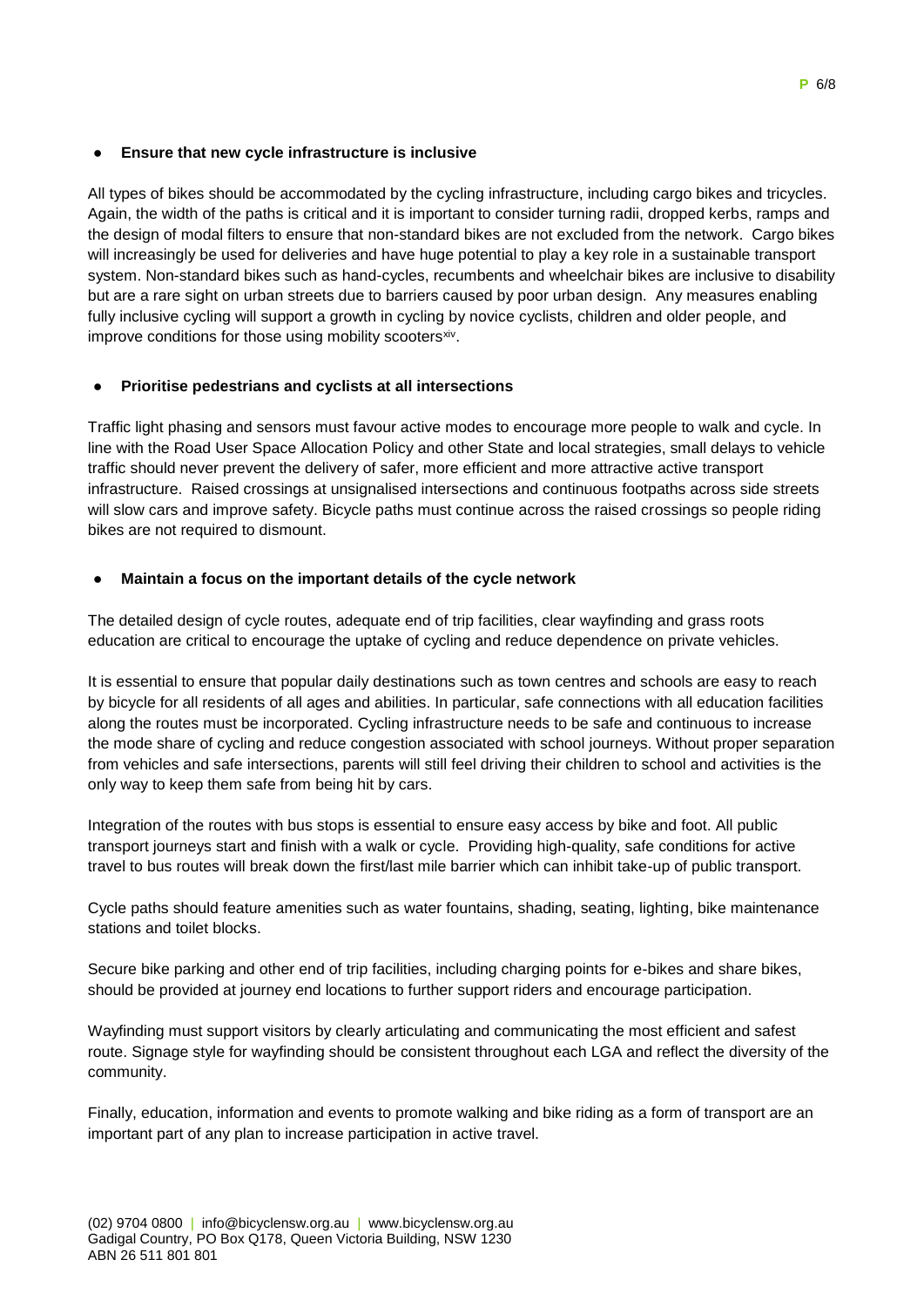- **Ensure that new cycle infrastructure is inclusive**

All types of bikes should be accommodated by the cycling infrastructure, including cargo bikes and tricycles. Again, the width of the paths is critical and it is important to consider turning radii, dropped kerbs, ramps and the design of modal filters to ensure that non-standard bikes are not excluded from the network. Cargo bikes will increasingly be used for deliveries and have huge potential to play a key role in a sustainable transport system. Non-standard bikes such as hand-cycles, recumbents and wheelchair bikes are inclusive to disability but are a rare sight on urban streets due to barriers caused by poor urban design. Any measures enabling fully inclusive cycling will support a growth in cycling by novice cyclists, children and older people, and improve conditions for those using mobility scooters[xiv].

- **Prioritise pedestrians and cyclists at all intersections**

Traffic light phasing and sensors must favour active modes to encourage more people to walk and cycle. In line with the Road User Space Allocation Policy and other State and local strategies, small delays to vehicle traffic should never prevent the delivery of safer, more efficient and more attractive active transport infrastructure. Raised crossings at unsignalised intersections and continuous footpaths across side streets will slow cars and improve safety. Bicycle paths must continue across the raised crossings so people riding bikes are not required to dismount.

- **Maintain a focus on the important details of the cycle network**

The detailed design of cycle routes, adequate end of trip facilities, clear wayfinding and grass roots education are critical to encourage the uptake of cycling and reduce dependence on private vehicles.

It is essential to ensure that popular daily destinations such as town centres and schools are easy to reach by bicycle for all residents of all ages and abilities. In particular, safe connections with all education facilities along the routes must be incorporated. Cycling infrastructure needs to be safe and continuous to increase the mode share of cycling and reduce congestion associated with school journeys. Without proper separation from vehicles and safe intersections, parents will still feel driving their children to school and activities is the only way to keep them safe from being hit by cars.

Integration of the routes with bus stops is essential to ensure easy access by bike and foot. All public transport journeys start and finish with a walk or cycle. Providing high-quality, safe conditions for active travel to bus routes will break down the first/last mile barrier which can inhibit take-up of public transport.

Cycle paths should feature amenities such as water fountains, shading, seating, lighting, bike maintenance stations and toilet blocks.

Secure bike parking and other end of trip facilities, including charging points for e-bikes and share bikes, should be provided at journey end locations to further support riders and encourage participation.

Wayfinding must support visitors by clearly articulating and communicating the most efficient and safest route. Signage style for wayfinding should be consistent throughout each LGA and reflect the diversity of the community.

Finally, education, information and events to promote walking and bike riding as a form of transport are an important part of any plan to increase participation in active travel.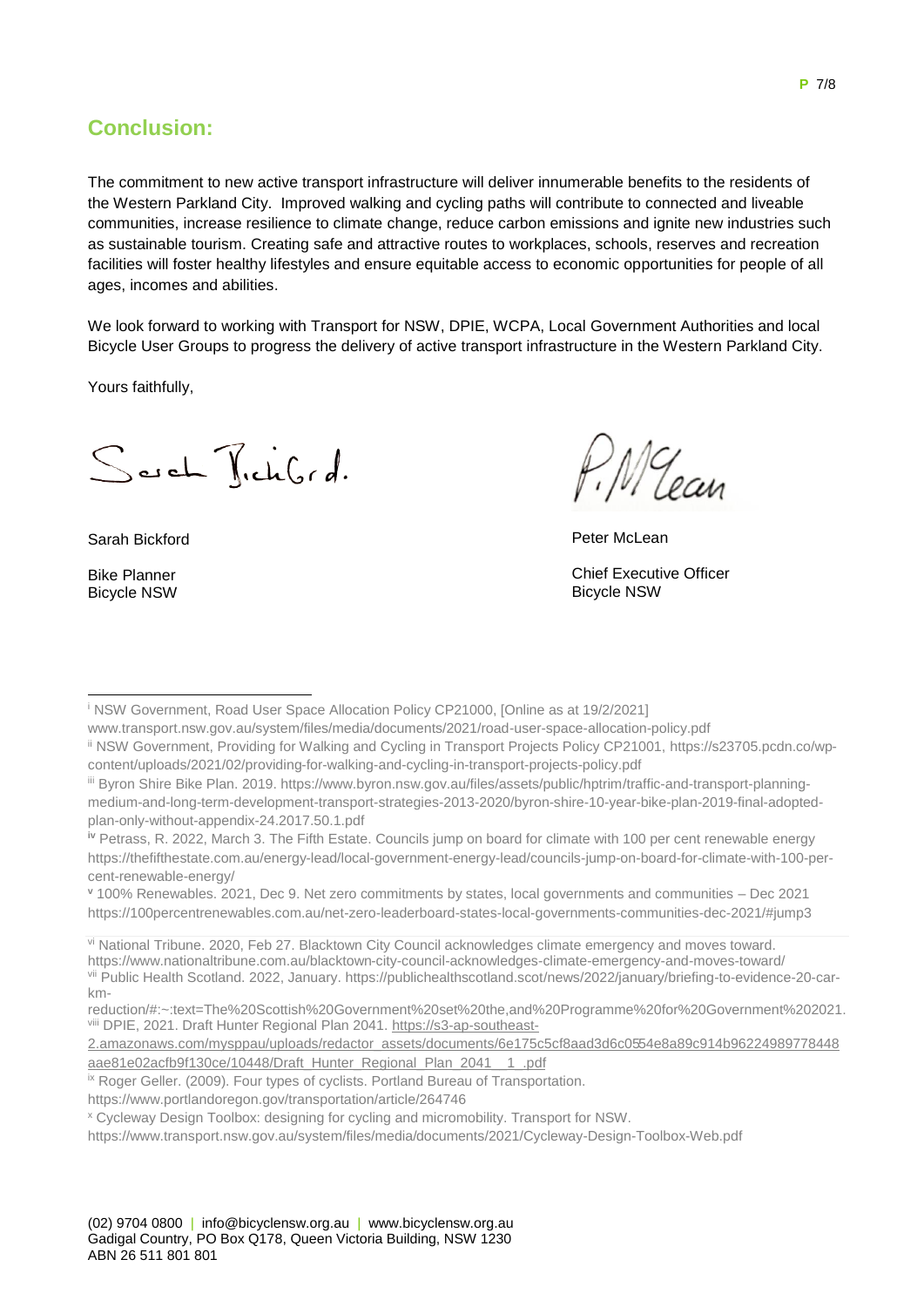## Conclusion:

The commitment to new active transport infrastructure will deliver innumerable benefits to the residents of the Western Parkland City. Improved walking and cycling paths will contribute to connected and liveable communities, increase resilience to climate change, reduce carbon emissions and ignite new industries such as sustainable tourism. Creating safe and attractive routes to workplaces, schools, reserves and recreation facilities will foster healthy lifestyles and ensure equitable access to economic opportunities for people of all ages, incomes and abilities.

We look forward to working with Transport for NSW, DPIE, WCPA, Local Government Authorities and local Bicycle User Groups to progress the delivery of active transport infrastructure in the Western Parkland City.

Yours faithfully,

Sarah Bickford

Bike Planner
Bicycle NSW

Peter McLean

Chief Executive Officer
Bicycle NSW

---

[i] NSW Government, Road User Space Allocation Policy CP21000, [Online as at 19/2/2021] www.transport.nsw.gov.au/system/files/media/documents/2021/road-user-space-allocation-policy.pdf

[ii] NSW Government, Providing for Walking and Cycling in Transport Projects Policy CP21001, https://s23705.pcdn.co/wp-content/uploads/2021/02/providing-for-walking-and-cycling-in-transport-projects-policy.pdf

[iii] Byron Shire Bike Plan. 2019. https://www.byron.nsw.gov.au/files/assets/public/hptrim/traffic-and-transport-planning-medium-and-long-term-development-transport-strategies-2013-2020/byron-shire-10-year-bike-plan-2019-final-adopted-plan-only-without-appendix-24.2017.50.1.pdf

[iv] Petrass, R. 2022, March 3. The Fifth Estate. Councils jump on board for climate with 100 per cent renewable energy https://thefifthestate.com.au/energy-lead/local-government-energy-lead/councils-jump-on-board-for-climate-with-100-per-cent-renewable-energy/

[v] 100% Renewables. 2021, Dec 9. Net zero commitments by states, local governments and communities – Dec 2021 https://100percentrenewables.com.au/net-zero-leaderboard-states-local-governments-communities-dec-2021/#jump3

[vi] National Tribune. 2020, Feb 27. Blacktown City Council acknowledges climate emergency and moves toward. https://www.nationaltribune.com.au/blacktown-city-council-acknowledges-climate-emergency-and-moves-toward/

[vii] Public Health Scotland. 2022, January. https://publichealthscotland.scot/news/2022/january/briefing-to-evidence-20-car-km-reduction/#:~:text=The%20Scottish%20Government%20set%20the,and%20Programme%20for%20Government%202021.

[viii] DPIE, 2021. Draft Hunter Regional Plan 2041. https://s3-ap-southeast-2.amazonaws.com/mysppau/uploads/redactor_assets/documents/6e175c5cf8aad3d6c0554e8a89c914b96224989778448aae81e02acfb9f130ce/10448/Draft_Hunter_Regional_Plan_2041__1_.pdf

[ix] Roger Geller. (2009). Four types of cyclists. Portland Bureau of Transportation. https://www.portlandoregon.gov/transportation/article/264746

[x] Cycleway Design Toolbox: designing for cycling and micromobility. Transport for NSW. https://www.transport.nsw.gov.au/system/files/media/documents/2021/Cycleway-Design-Toolbox-Web.pdf

(02) 9704 0800 | info@bicyclensw.org.au | www.bicyclensw.org.au
Gadigal Country, PO Box Q178, Queen Victoria Building, NSW 1230
ABN 26 511 801 801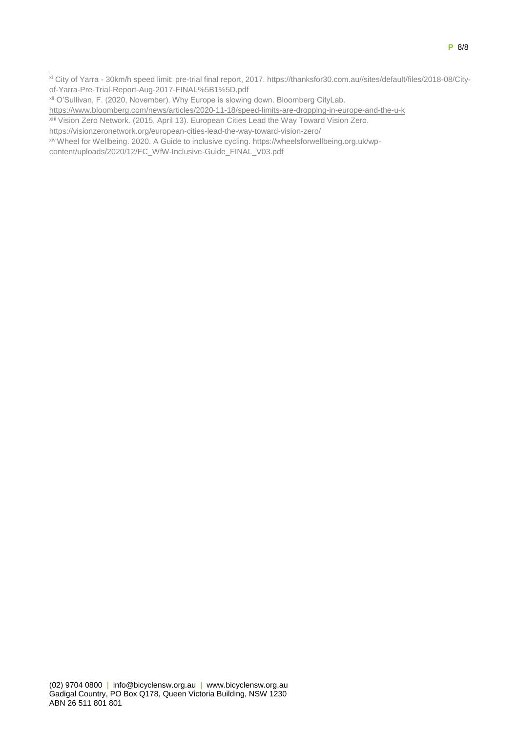[xi] City of Yarra - 30km/h speed limit: pre-trial final report, 2017. https://thanksfor30.com.au//sites/default/files/2018-08/City-of-Yarra-Pre-Trial-Report-Aug-2017-FINAL%5B1%5D.pdf

[xii] O'Sullivan, F. (2020, November). Why Europe is slowing down. Bloomberg CityLab. https://www.bloomberg.com/news/articles/2020-11-18/speed-limits-are-dropping-in-europe-and-the-u-k

[xiii] Vision Zero Network. (2015, April 13). European Cities Lead the Way Toward Vision Zero. https://visionzeronetwork.org/european-cities-lead-the-way-toward-vision-zero/

[xiv] Wheel for Wellbeing. 2020. A Guide to inclusive cycling. https://wheelsforwellbeing.org.uk/wp-content/uploads/2020/12/FC_WfW-Inclusive-Guide_FINAL_V03.pdf

(02) 9704 0800 | info@bicyclensw.org.au | www.bicyclensw.org.au
Gadigal Country, PO Box Q178, Queen Victoria Building, NSW 1230
ABN 26 511 801 801